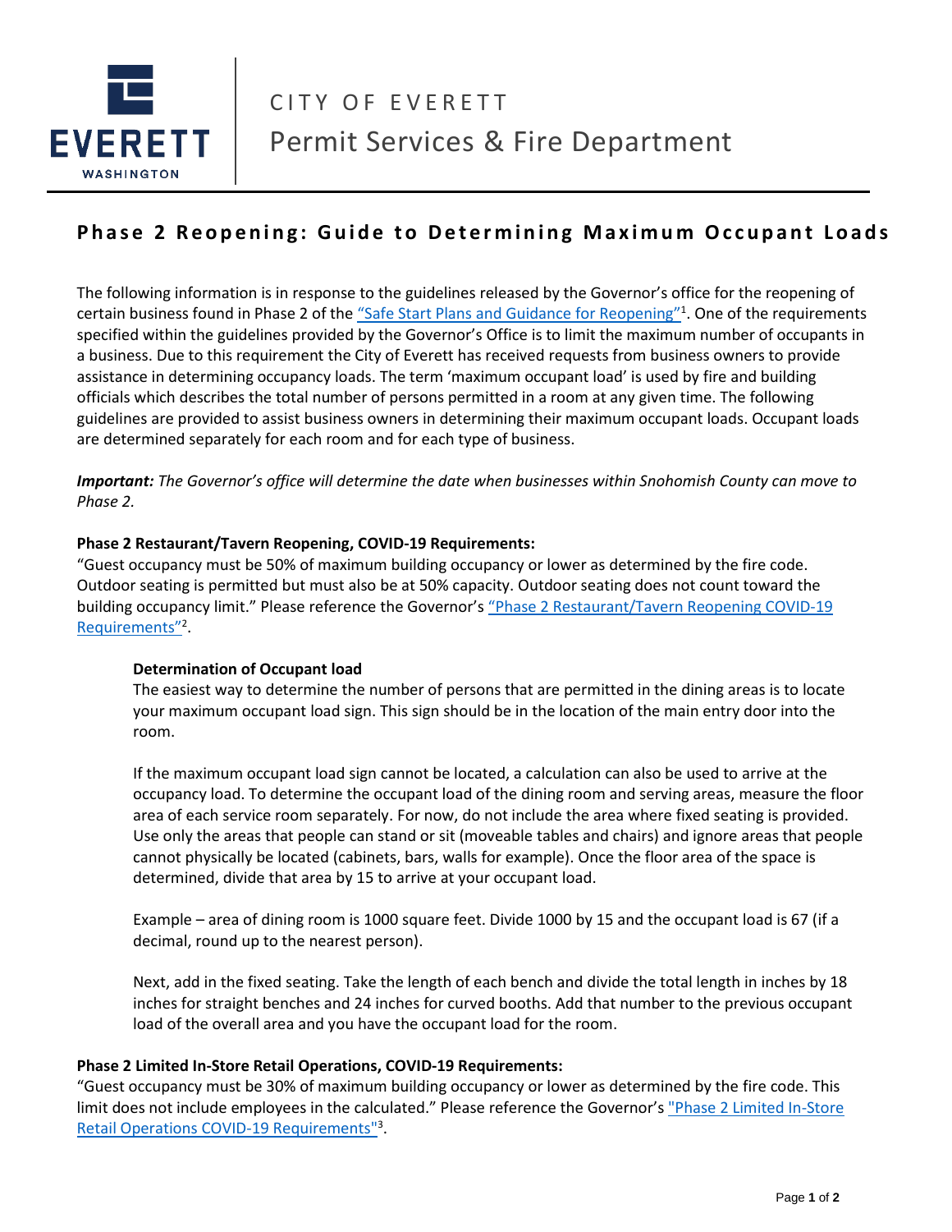CITY OF EVERETT

Permit Services & Fire Department

# Phase 2 Reopening: Guide to Determining Maximum Occupant Loads

The following information is in response to the guidelines released by the Governor's office for the reopening of certain business found in Phase 2 of the "Safe Start Plans and Guidance for Reopening"[1]. One of the requirements specified within the guidelines provided by the Governor's Office is to limit the maximum number of occupants in a business. Due to this requirement the City of Everett has received requests from business owners to provide assistance in determining occupancy loads. The term 'maximum occupant load' is used by fire and building officials which describes the total number of persons permitted in a room at any given time. The following guidelines are provided to assist business owners in determining their maximum occupant loads. Occupant loads are determined separately for each room and for each type of business.

***Important:*** *The Governor's office will determine the date when businesses within Snohomish County can move to Phase 2.*

**Phase 2 Restaurant/Tavern Reopening, COVID-19 Requirements:**

"Guest occupancy must be 50% of maximum building occupancy or lower as determined by the fire code. Outdoor seating is permitted but must also be at 50% capacity. Outdoor seating does not count toward the building occupancy limit." Please reference the Governor's "Phase 2 Restaurant/Tavern Reopening COVID-19 Requirements"[2].

**Determination of Occupant load**

The easiest way to determine the number of persons that are permitted in the dining areas is to locate your maximum occupant load sign. This sign should be in the location of the main entry door into the room.

If the maximum occupant load sign cannot be located, a calculation can also be used to arrive at the occupancy load. To determine the occupant load of the dining room and serving areas, measure the floor area of each service room separately. For now, do not include the area where fixed seating is provided. Use only the areas that people can stand or sit (moveable tables and chairs) and ignore areas that people cannot physically be located (cabinets, bars, walls for example). Once the floor area of the space is determined, divide that area by 15 to arrive at your occupant load.

Example – area of dining room is 1000 square feet. Divide 1000 by 15 and the occupant load is 67 (if a decimal, round up to the nearest person).

Next, add in the fixed seating. Take the length of each bench and divide the total length in inches by 18 inches for straight benches and 24 inches for curved booths. Add that number to the previous occupant load of the overall area and you have the occupant load for the room.

**Phase 2 Limited In-Store Retail Operations, COVID-19 Requirements:**

"Guest occupancy must be 30% of maximum building occupancy or lower as determined by the fire code. This limit does not include employees in the calculated." Please reference the Governor's "Phase 2 Limited In-Store Retail Operations COVID-19 Requirements"[3].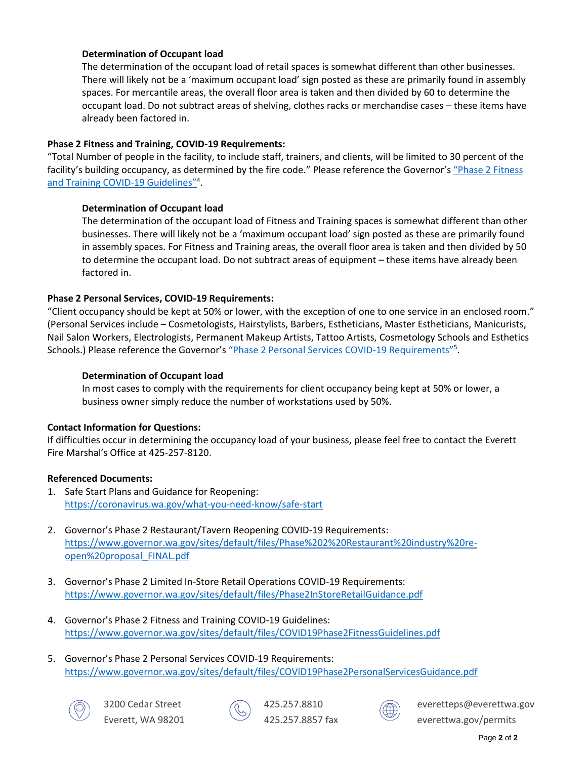**Determination of Occupant load**

The determination of the occupant load of retail spaces is somewhat different than other businesses. There will likely not be a 'maximum occupant load' sign posted as these are primarily found in assembly spaces. For mercantile areas, the overall floor area is taken and then divided by 60 to determine the occupant load. Do not subtract areas of shelving, clothes racks or merchandise cases – these items have already been factored in.

**Phase 2 Fitness and Training, COVID-19 Requirements:**

"Total Number of people in the facility, to include staff, trainers, and clients, will be limited to 30 percent of the facility's building occupancy, as determined by the fire code." Please reference the Governor's "Phase 2 Fitness and Training COVID-19 Guidelines"[4].

**Determination of Occupant load**

The determination of the occupant load of Fitness and Training spaces is somewhat different than other businesses. There will likely not be a 'maximum occupant load' sign posted as these are primarily found in assembly spaces. For Fitness and Training areas, the overall floor area is taken and then divided by 50 to determine the occupant load. Do not subtract areas of equipment – these items have already been factored in.

**Phase 2 Personal Services, COVID-19 Requirements:**

"Client occupancy should be kept at 50% or lower, with the exception of one to one service in an enclosed room." (Personal Services include – Cosmetologists, Hairstylists, Barbers, Estheticians, Master Estheticians, Manicurists, Nail Salon Workers, Electrologists, Permanent Makeup Artists, Tattoo Artists, Cosmetology Schools and Esthetics Schools.) Please reference the Governor's "Phase 2 Personal Services COVID-19 Requirements"[5].

**Determination of Occupant load**

In most cases to comply with the requirements for client occupancy being kept at 50% or lower, a business owner simply reduce the number of workstations used by 50%.

**Contact Information for Questions:**

If difficulties occur in determining the occupancy load of your business, please feel free to contact the Everett Fire Marshal's Office at 425-257-8120.

**Referenced Documents:**

1. Safe Start Plans and Guidance for Reopening:
   https://coronavirus.wa.gov/what-you-need-know/safe-start
2. Governor's Phase 2 Restaurant/Tavern Reopening COVID-19 Requirements:
   https://www.governor.wa.gov/sites/default/files/Phase%202%20Restaurant%20industry%20re-open%20proposal_FINAL.pdf
3. Governor's Phase 2 Limited In-Store Retail Operations COVID-19 Requirements:
   https://www.governor.wa.gov/sites/default/files/Phase2InStoreRetailGuidance.pdf
4. Governor's Phase 2 Fitness and Training COVID-19 Guidelines:
   https://www.governor.wa.gov/sites/default/files/COVID19Phase2FitnessGuidelines.pdf
5. Governor's Phase 2 Personal Services COVID-19 Requirements:
   https://www.governor.wa.gov/sites/default/files/COVID19Phase2PersonalServicesGuidance.pdf

3200 Cedar Street
Everett, WA 98201

425.257.8810
425.257.8857 fax

everetteps@everettwa.gov
everettwa.gov/permits